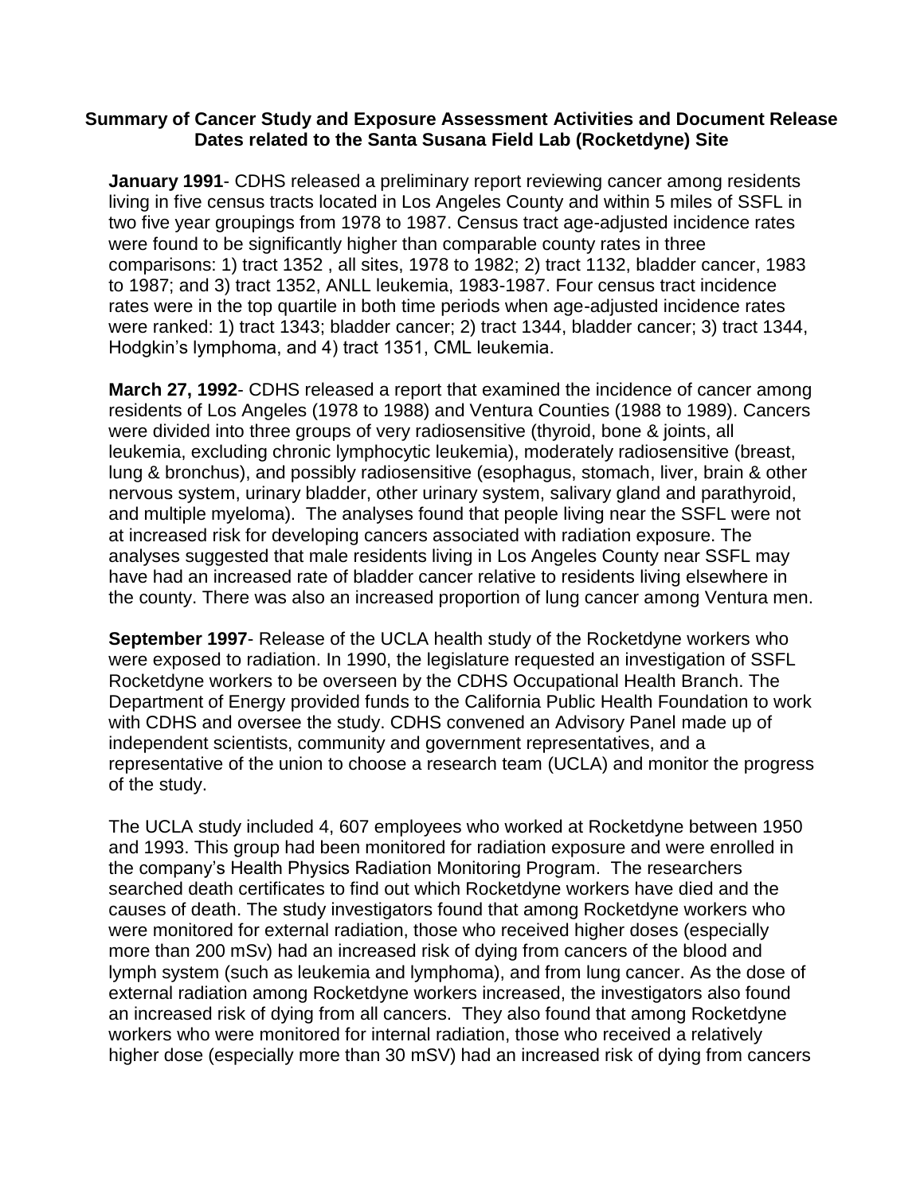**Summary of Cancer Study and Exposure Assessment Activities and Document Release Dates related to the Santa Susana Field Lab (Rocketdyne) Site**

**January 1991**- CDHS released a preliminary report reviewing cancer among residents living in five census tracts located in Los Angeles County and within 5 miles of SSFL in two five year groupings from 1978 to 1987. Census tract age-adjusted incidence rates were found to be significantly higher than comparable county rates in three comparisons: 1) tract 1352 , all sites, 1978 to 1982; 2) tract 1132, bladder cancer, 1983 to 1987; and 3) tract 1352, ANLL leukemia, 1983-1987. Four census tract incidence rates were in the top quartile in both time periods when age-adjusted incidence rates were ranked: 1) tract 1343; bladder cancer; 2) tract 1344, bladder cancer; 3) tract 1344, Hodgkin's lymphoma, and 4) tract 1351, CML leukemia.

**March 27, 1992**- CDHS released a report that examined the incidence of cancer among residents of Los Angeles (1978 to 1988) and Ventura Counties (1988 to 1989). Cancers were divided into three groups of very radiosensitive (thyroid, bone & joints, all leukemia, excluding chronic lymphocytic leukemia), moderately radiosensitive (breast, lung & bronchus), and possibly radiosensitive (esophagus, stomach, liver, brain & other nervous system, urinary bladder, other urinary system, salivary gland and parathyroid, and multiple myeloma). The analyses found that people living near the SSFL were not at increased risk for developing cancers associated with radiation exposure. The analyses suggested that male residents living in Los Angeles County near SSFL may have had an increased rate of bladder cancer relative to residents living elsewhere in the county. There was also an increased proportion of lung cancer among Ventura men.

**September 1997**- Release of the UCLA health study of the Rocketdyne workers who were exposed to radiation. In 1990, the legislature requested an investigation of SSFL Rocketdyne workers to be overseen by the CDHS Occupational Health Branch. The Department of Energy provided funds to the California Public Health Foundation to work with CDHS and oversee the study. CDHS convened an Advisory Panel made up of independent scientists, community and government representatives, and a representative of the union to choose a research team (UCLA) and monitor the progress of the study.

The UCLA study included 4, 607 employees who worked at Rocketdyne between 1950 and 1993. This group had been monitored for radiation exposure and were enrolled in the company's Health Physics Radiation Monitoring Program. The researchers searched death certificates to find out which Rocketdyne workers have died and the causes of death. The study investigators found that among Rocketdyne workers who were monitored for external radiation, those who received higher doses (especially more than 200 mSv) had an increased risk of dying from cancers of the blood and lymph system (such as leukemia and lymphoma), and from lung cancer. As the dose of external radiation among Rocketdyne workers increased, the investigators also found an increased risk of dying from all cancers. They also found that among Rocketdyne workers who were monitored for internal radiation, those who received a relatively higher dose (especially more than 30 mSV) had an increased risk of dying from cancers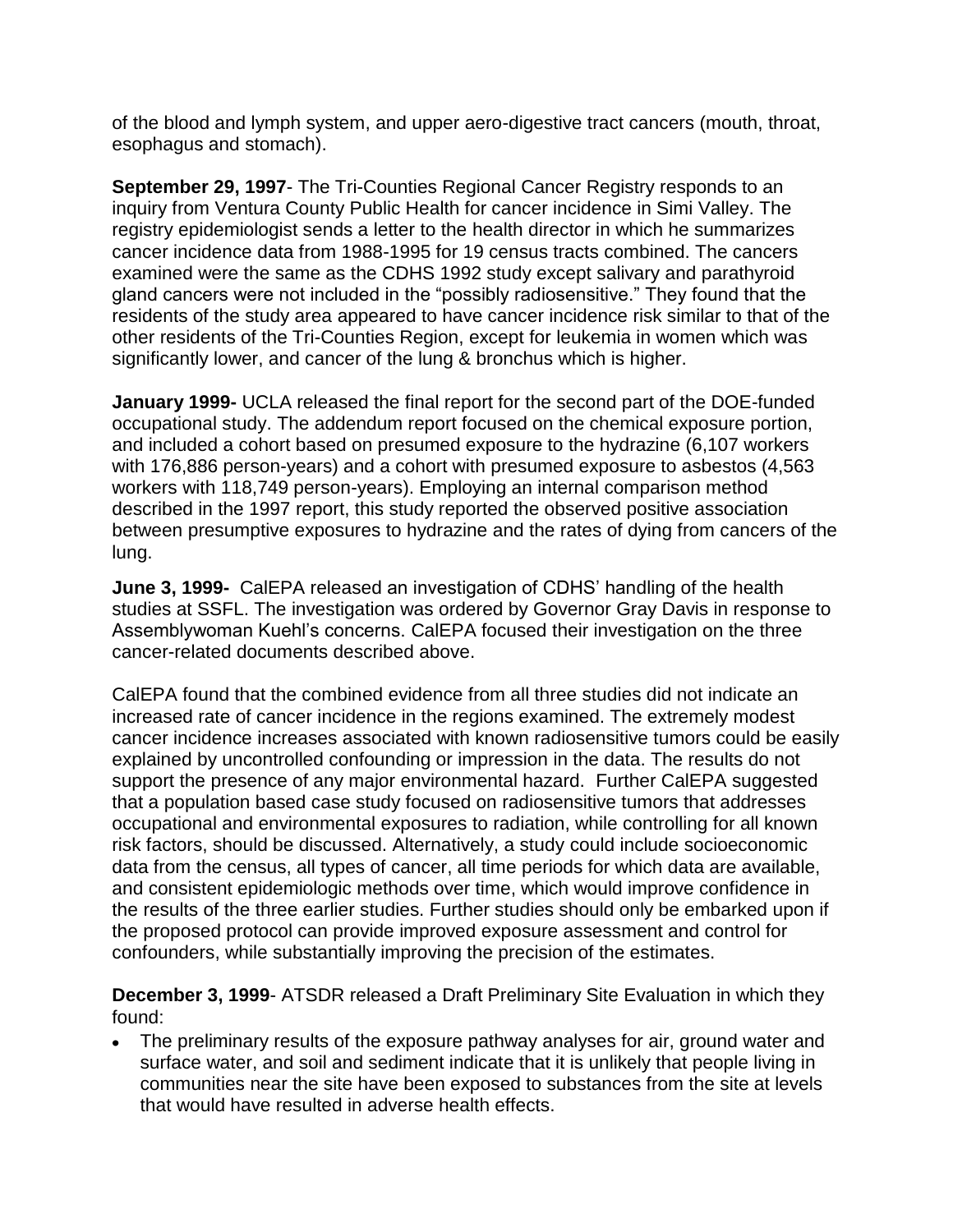of the blood and lymph system, and upper aero-digestive tract cancers (mouth, throat, esophagus and stomach).

**September 29, 1997**- The Tri-Counties Regional Cancer Registry responds to an inquiry from Ventura County Public Health for cancer incidence in Simi Valley. The registry epidemiologist sends a letter to the health director in which he summarizes cancer incidence data from 1988-1995 for 19 census tracts combined. The cancers examined were the same as the CDHS 1992 study except salivary and parathyroid gland cancers were not included in the "possibly radiosensitive." They found that the residents of the study area appeared to have cancer incidence risk similar to that of the other residents of the Tri-Counties Region, except for leukemia in women which was significantly lower, and cancer of the lung & bronchus which is higher.

**January 1999-** UCLA released the final report for the second part of the DOE-funded occupational study. The addendum report focused on the chemical exposure portion, and included a cohort based on presumed exposure to the hydrazine (6,107 workers with 176,886 person-years) and a cohort with presumed exposure to asbestos (4,563 workers with 118,749 person-years). Employing an internal comparison method described in the 1997 report, this study reported the observed positive association between presumptive exposures to hydrazine and the rates of dying from cancers of the lung.

**June 3, 1999-** CalEPA released an investigation of CDHS' handling of the health studies at SSFL. The investigation was ordered by Governor Gray Davis in response to Assemblywoman Kuehl's concerns. CalEPA focused their investigation on the three cancer-related documents described above.

CalEPA found that the combined evidence from all three studies did not indicate an increased rate of cancer incidence in the regions examined. The extremely modest cancer incidence increases associated with known radiosensitive tumors could be easily explained by uncontrolled confounding or impression in the data. The results do not support the presence of any major environmental hazard. Further CalEPA suggested that a population based case study focused on radiosensitive tumors that addresses occupational and environmental exposures to radiation, while controlling for all known risk factors, should be discussed. Alternatively, a study could include socioeconomic data from the census, all types of cancer, all time periods for which data are available, and consistent epidemiologic methods over time, which would improve confidence in the results of the three earlier studies. Further studies should only be embarked upon if the proposed protocol can provide improved exposure assessment and control for confounders, while substantially improving the precision of the estimates.

**December 3, 1999**- ATSDR released a Draft Preliminary Site Evaluation in which they found:

- The preliminary results of the exposure pathway analyses for air, ground water and surface water, and soil and sediment indicate that it is unlikely that people living in communities near the site have been exposed to substances from the site at levels that would have resulted in adverse health effects.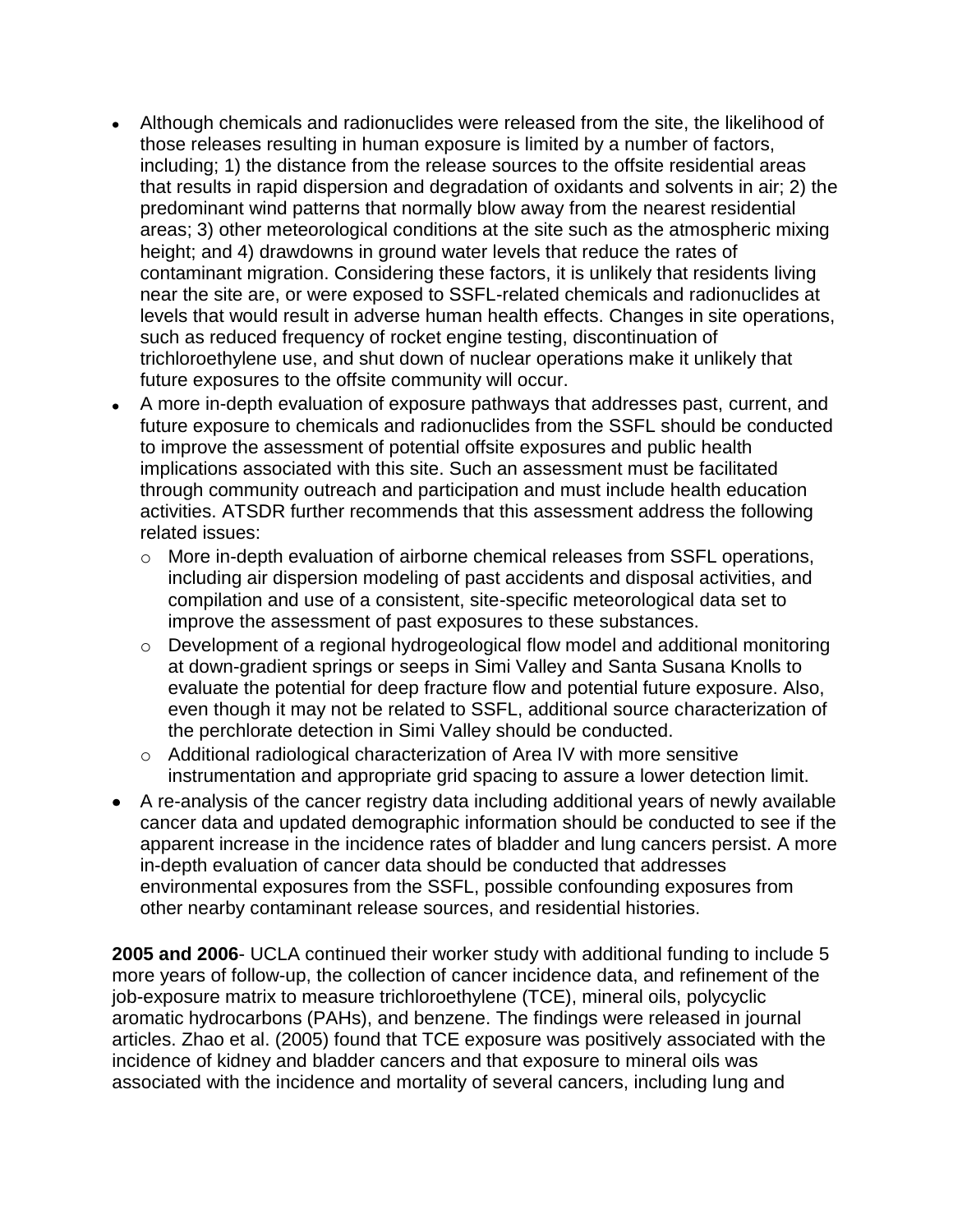- Although chemicals and radionuclides were released from the site, the likelihood of those releases resulting in human exposure is limited by a number of factors, including; 1) the distance from the release sources to the offsite residential areas that results in rapid dispersion and degradation of oxidants and solvents in air; 2) the predominant wind patterns that normally blow away from the nearest residential areas; 3) other meteorological conditions at the site such as the atmospheric mixing height; and 4) drawdowns in ground water levels that reduce the rates of contaminant migration. Considering these factors, it is unlikely that residents living near the site are, or were exposed to SSFL-related chemicals and radionuclides at levels that would result in adverse human health effects. Changes in site operations, such as reduced frequency of rocket engine testing, discontinuation of trichloroethylene use, and shut down of nuclear operations make it unlikely that future exposures to the offsite community will occur.
- A more in-depth evaluation of exposure pathways that addresses past, current, and future exposure to chemicals and radionuclides from the SSFL should be conducted to improve the assessment of potential offsite exposures and public health implications associated with this site. Such an assessment must be facilitated through community outreach and participation and must include health education activities. ATSDR further recommends that this assessment address the following related issues:
  - More in-depth evaluation of airborne chemical releases from SSFL operations, including air dispersion modeling of past accidents and disposal activities, and compilation and use of a consistent, site-specific meteorological data set to improve the assessment of past exposures to these substances.
  - Development of a regional hydrogeological flow model and additional monitoring at down-gradient springs or seeps in Simi Valley and Santa Susana Knolls to evaluate the potential for deep fracture flow and potential future exposure. Also, even though it may not be related to SSFL, additional source characterization of the perchlorate detection in Simi Valley should be conducted.
  - Additional radiological characterization of Area IV with more sensitive instrumentation and appropriate grid spacing to assure a lower detection limit.
- A re-analysis of the cancer registry data including additional years of newly available cancer data and updated demographic information should be conducted to see if the apparent increase in the incidence rates of bladder and lung cancers persist. A more in-depth evaluation of cancer data should be conducted that addresses environmental exposures from the SSFL, possible confounding exposures from other nearby contaminant release sources, and residential histories.

**2005 and 2006**- UCLA continued their worker study with additional funding to include 5 more years of follow-up, the collection of cancer incidence data, and refinement of the job-exposure matrix to measure trichloroethylene (TCE), mineral oils, polycyclic aromatic hydrocarbons (PAHs), and benzene. The findings were released in journal articles. Zhao et al. (2005) found that TCE exposure was positively associated with the incidence of kidney and bladder cancers and that exposure to mineral oils was associated with the incidence and mortality of several cancers, including lung and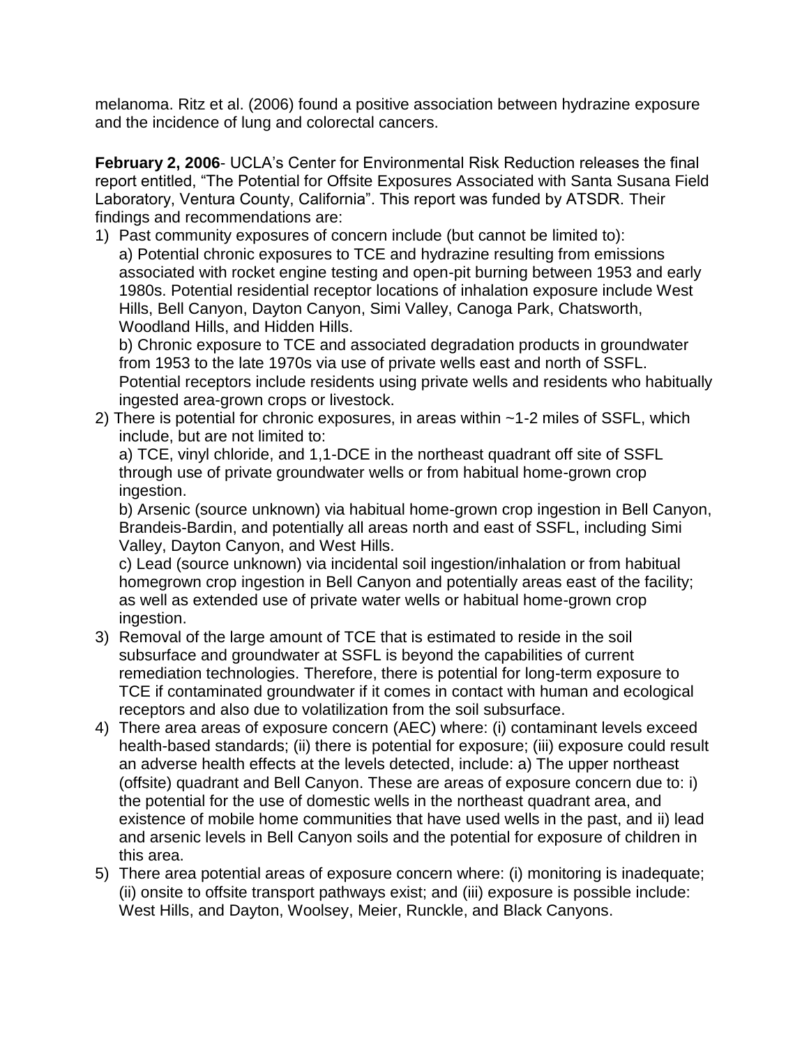melanoma. Ritz et al. (2006) found a positive association between hydrazine exposure and the incidence of lung and colorectal cancers.

**February 2, 2006**- UCLA's Center for Environmental Risk Reduction releases the final report entitled, "The Potential for Offsite Exposures Associated with Santa Susana Field Laboratory, Ventura County, California". This report was funded by ATSDR. Their findings and recommendations are:

1) Past community exposures of concern include (but cannot be limited to):
   a) Potential chronic exposures to TCE and hydrazine resulting from emissions associated with rocket engine testing and open-pit burning between 1953 and early 1980s. Potential residential receptor locations of inhalation exposure include West Hills, Bell Canyon, Dayton Canyon, Simi Valley, Canoga Park, Chatsworth, Woodland Hills, and Hidden Hills.
   b) Chronic exposure to TCE and associated degradation products in groundwater from 1953 to the late 1970s via use of private wells east and north of SSFL. Potential receptors include residents using private wells and residents who habitually ingested area-grown crops or livestock.
2) There is potential for chronic exposures, in areas within ~1-2 miles of SSFL, which include, but are not limited to:
   a) TCE, vinyl chloride, and 1,1-DCE in the northeast quadrant off site of SSFL through use of private groundwater wells or from habitual home-grown crop ingestion.
   b) Arsenic (source unknown) via habitual home-grown crop ingestion in Bell Canyon, Brandeis-Bardin, and potentially all areas north and east of SSFL, including Simi Valley, Dayton Canyon, and West Hills.
   c) Lead (source unknown) via incidental soil ingestion/inhalation or from habitual homegrown crop ingestion in Bell Canyon and potentially areas east of the facility; as well as extended use of private water wells or habitual home-grown crop ingestion.
3) Removal of the large amount of TCE that is estimated to reside in the soil subsurface and groundwater at SSFL is beyond the capabilities of current remediation technologies. Therefore, there is potential for long-term exposure to TCE if contaminated groundwater if it comes in contact with human and ecological receptors and also due to volatilization from the soil subsurface.
4) There area areas of exposure concern (AEC) where: (i) contaminant levels exceed health-based standards; (ii) there is potential for exposure; (iii) exposure could result an adverse health effects at the levels detected, include: a) The upper northeast (offsite) quadrant and Bell Canyon. These are areas of exposure concern due to: i) the potential for the use of domestic wells in the northeast quadrant area, and existence of mobile home communities that have used wells in the past, and ii) lead and arsenic levels in Bell Canyon soils and the potential for exposure of children in this area.
5) There area potential areas of exposure concern where: (i) monitoring is inadequate; (ii) onsite to offsite transport pathways exist; and (iii) exposure is possible include: West Hills, and Dayton, Woolsey, Meier, Runckle, and Black Canyons.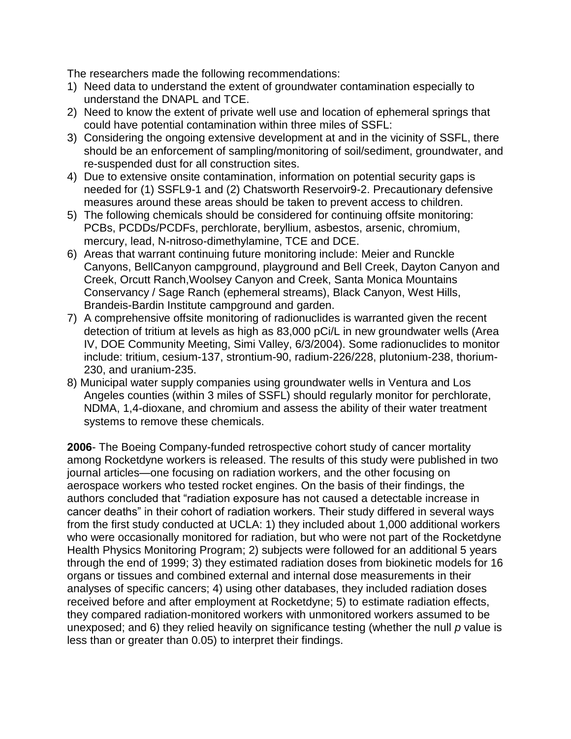The researchers made the following recommendations:

1) Need data to understand the extent of groundwater contamination especially to understand the DNAPL and TCE.
2) Need to know the extent of private well use and location of ephemeral springs that could have potential contamination within three miles of SSFL:
3) Considering the ongoing extensive development at and in the vicinity of SSFL, there should be an enforcement of sampling/monitoring of soil/sediment, groundwater, and re-suspended dust for all construction sites.
4) Due to extensive onsite contamination, information on potential security gaps is needed for (1) SSFL9-1 and (2) Chatsworth Reservoir9-2. Precautionary defensive measures around these areas should be taken to prevent access to children.
5) The following chemicals should be considered for continuing offsite monitoring: PCBs, PCDDs/PCDFs, perchlorate, beryllium, asbestos, arsenic, chromium, mercury, lead, N-nitroso-dimethylamine, TCE and DCE.
6) Areas that warrant continuing future monitoring include: Meier and Runckle Canyons, BellCanyon campground, playground and Bell Creek, Dayton Canyon and Creek, Orcutt Ranch,Woolsey Canyon and Creek, Santa Monica Mountains Conservancy / Sage Ranch (ephemeral streams), Black Canyon, West Hills, Brandeis-Bardin Institute campground and garden.
7) A comprehensive offsite monitoring of radionuclides is warranted given the recent detection of tritium at levels as high as 83,000 pCi/L in new groundwater wells (Area IV, DOE Community Meeting, Simi Valley, 6/3/2004). Some radionuclides to monitor include: tritium, cesium-137, strontium-90, radium-226/228, plutonium-238, thorium-230, and uranium-235.
8) Municipal water supply companies using groundwater wells in Ventura and Los Angeles counties (within 3 miles of SSFL) should regularly monitor for perchlorate, NDMA, 1,4-dioxane, and chromium and assess the ability of their water treatment systems to remove these chemicals.

**2006**- The Boeing Company-funded retrospective cohort study of cancer mortality among Rocketdyne workers is released. The results of this study were published in two journal articles—one focusing on radiation workers, and the other focusing on aerospace workers who tested rocket engines. On the basis of their findings, the authors concluded that "radiation exposure has not caused a detectable increase in cancer deaths" in their cohort of radiation workers. Their study differed in several ways from the first study conducted at UCLA: 1) they included about 1,000 additional workers who were occasionally monitored for radiation, but who were not part of the Rocketdyne Health Physics Monitoring Program; 2) subjects were followed for an additional 5 years through the end of 1999; 3) they estimated radiation doses from biokinetic models for 16 organs or tissues and combined external and internal dose measurements in their analyses of specific cancers; 4) using other databases, they included radiation doses received before and after employment at Rocketdyne; 5) to estimate radiation effects, they compared radiation-monitored workers with unmonitored workers assumed to be unexposed; and 6) they relied heavily on significance testing (whether the null $p$ value is less than or greater than 0.05) to interpret their findings.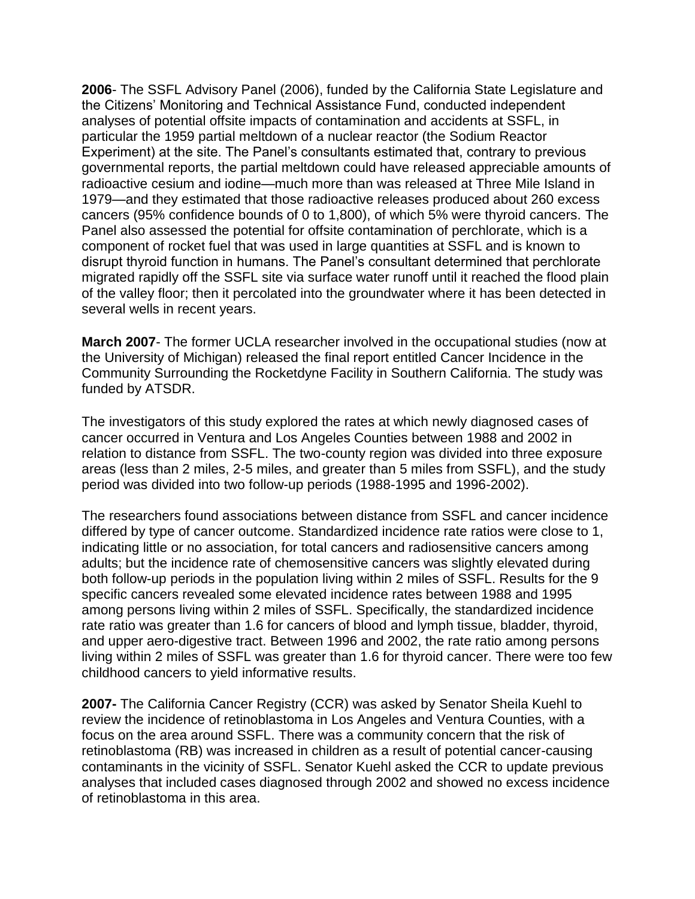**2006**- The SSFL Advisory Panel (2006), funded by the California State Legislature and the Citizens' Monitoring and Technical Assistance Fund, conducted independent analyses of potential offsite impacts of contamination and accidents at SSFL, in particular the 1959 partial meltdown of a nuclear reactor (the Sodium Reactor Experiment) at the site. The Panel's consultants estimated that, contrary to previous governmental reports, the partial meltdown could have released appreciable amounts of radioactive cesium and iodine—much more than was released at Three Mile Island in 1979—and they estimated that those radioactive releases produced about 260 excess cancers (95% confidence bounds of 0 to 1,800), of which 5% were thyroid cancers. The Panel also assessed the potential for offsite contamination of perchlorate, which is a component of rocket fuel that was used in large quantities at SSFL and is known to disrupt thyroid function in humans. The Panel's consultant determined that perchlorate migrated rapidly off the SSFL site via surface water runoff until it reached the flood plain of the valley floor; then it percolated into the groundwater where it has been detected in several wells in recent years.

**March 2007**- The former UCLA researcher involved in the occupational studies (now at the University of Michigan) released the final report entitled Cancer Incidence in the Community Surrounding the Rocketdyne Facility in Southern California. The study was funded by ATSDR.

The investigators of this study explored the rates at which newly diagnosed cases of cancer occurred in Ventura and Los Angeles Counties between 1988 and 2002 in relation to distance from SSFL. The two-county region was divided into three exposure areas (less than 2 miles, 2-5 miles, and greater than 5 miles from SSFL), and the study period was divided into two follow-up periods (1988-1995 and 1996-2002).

The researchers found associations between distance from SSFL and cancer incidence differed by type of cancer outcome. Standardized incidence rate ratios were close to 1, indicating little or no association, for total cancers and radiosensitive cancers among adults; but the incidence rate of chemosensitive cancers was slightly elevated during both follow-up periods in the population living within 2 miles of SSFL. Results for the 9 specific cancers revealed some elevated incidence rates between 1988 and 1995 among persons living within 2 miles of SSFL. Specifically, the standardized incidence rate ratio was greater than 1.6 for cancers of blood and lymph tissue, bladder, thyroid, and upper aero-digestive tract. Between 1996 and 2002, the rate ratio among persons living within 2 miles of SSFL was greater than 1.6 for thyroid cancer. There were too few childhood cancers to yield informative results.

**2007-** The California Cancer Registry (CCR) was asked by Senator Sheila Kuehl to review the incidence of retinoblastoma in Los Angeles and Ventura Counties, with a focus on the area around SSFL. There was a community concern that the risk of retinoblastoma (RB) was increased in children as a result of potential cancer-causing contaminants in the vicinity of SSFL. Senator Kuehl asked the CCR to update previous analyses that included cases diagnosed through 2002 and showed no excess incidence of retinoblastoma in this area.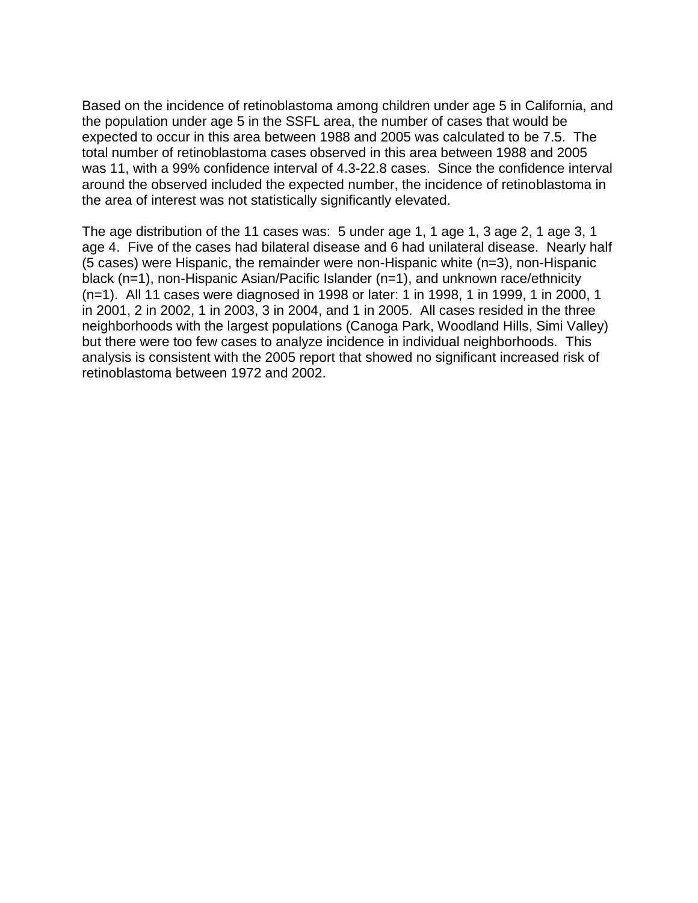Based on the incidence of retinoblastoma among children under age 5 in California, and the population under age 5 in the SSFL area, the number of cases that would be expected to occur in this area between 1988 and 2005 was calculated to be 7.5. The total number of retinoblastoma cases observed in this area between 1988 and 2005 was 11, with a 99% confidence interval of 4.3-22.8 cases. Since the confidence interval around the observed included the expected number, the incidence of retinoblastoma in the area of interest was not statistically significantly elevated.

The age distribution of the 11 cases was: 5 under age 1, 1 age 1, 3 age 2, 1 age 3, 1 age 4. Five of the cases had bilateral disease and 6 had unilateral disease. Nearly half (5 cases) were Hispanic, the remainder were non-Hispanic white (n=3), non-Hispanic black (n=1), non-Hispanic Asian/Pacific Islander (n=1), and unknown race/ethnicity (n=1). All 11 cases were diagnosed in 1998 or later: 1 in 1998, 1 in 1999, 1 in 2000, 1 in 2001, 2 in 2002, 1 in 2003, 3 in 2004, and 1 in 2005. All cases resided in the three neighborhoods with the largest populations (Canoga Park, Woodland Hills, Simi Valley) but there were too few cases to analyze incidence in individual neighborhoods. This analysis is consistent with the 2005 report that showed no significant increased risk of retinoblastoma between 1972 and 2002.